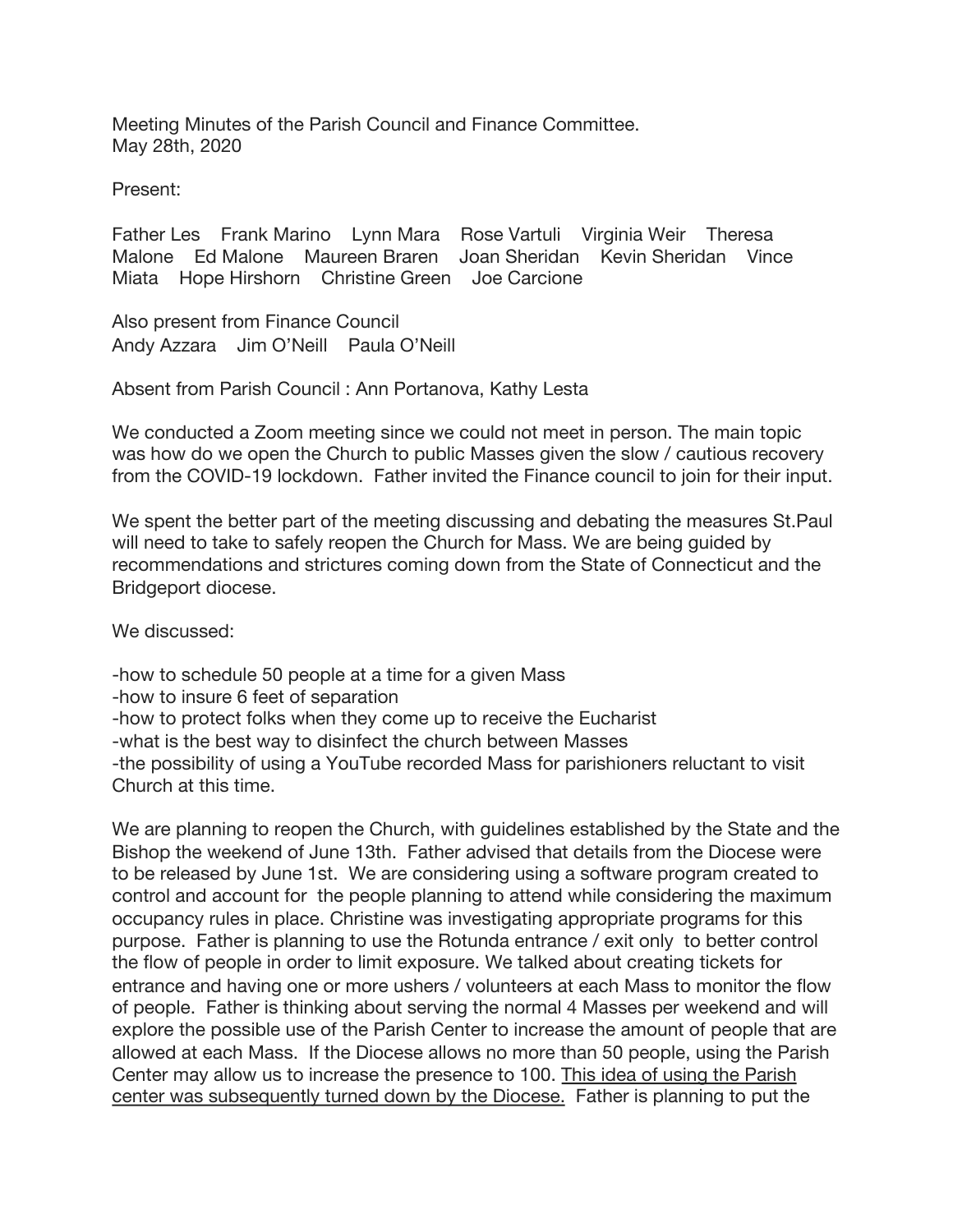Meeting Minutes of the Parish Council and Finance Committee.
May 28th, 2020

Present:

Father Les Frank Marino Lynn Mara Rose Vartuli Virginia Weir Theresa Malone Ed Malone Maureen Braren Joan Sheridan Kevin Sheridan Vince Miata Hope Hirshorn Christine Green Joe Carcione

Also present from Finance Council
Andy Azzara Jim O'Neill Paula O'Neill

Absent from Parish Council : Ann Portanova, Kathy Lesta

We conducted a Zoom meeting since we could not meet in person. The main topic was how do we open the Church to public Masses given the slow / cautious recovery from the COVID-19 lockdown. Father invited the Finance council to join for their input.

We spent the better part of the meeting discussing and debating the measures St.Paul will need to take to safely reopen the Church for Mass. We are being guided by recommendations and strictures coming down from the State of Connecticut and the Bridgeport diocese.

We discussed:

-how to schedule 50 people at a time for a given Mass
-how to insure 6 feet of separation
-how to protect folks when they come up to receive the Eucharist
-what is the best way to disinfect the church between Masses
-the possibility of using a YouTube recorded Mass for parishioners reluctant to visit Church at this time.

We are planning to reopen the Church, with guidelines established by the State and the Bishop the weekend of June 13th. Father advised that details from the Diocese were to be released by June 1st. We are considering using a software program created to control and account for the people planning to attend while considering the maximum occupancy rules in place. Christine was investigating appropriate programs for this purpose. Father is planning to use the Rotunda entrance / exit only to better control the flow of people in order to limit exposure. We talked about creating tickets for entrance and having one or more ushers / volunteers at each Mass to monitor the flow of people. Father is thinking about serving the normal 4 Masses per weekend and will explore the possible use of the Parish Center to increase the amount of people that are allowed at each Mass. If the Diocese allows no more than 50 people, using the Parish Center may allow us to increase the presence to 100. <u>This idea of using the Parish center was subsequently turned down by the Diocese.</u> Father is planning to put the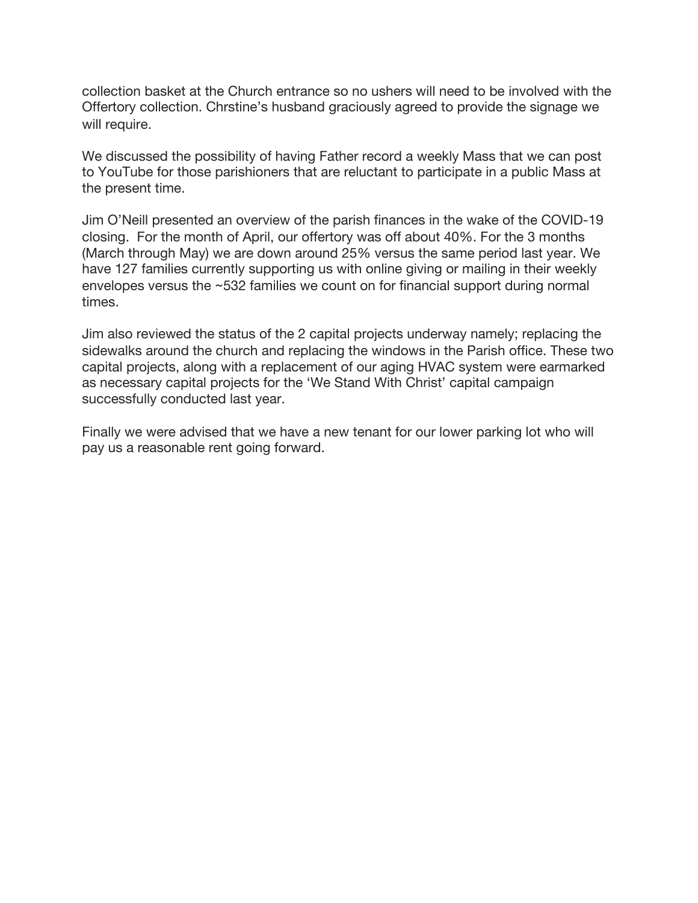collection basket at the Church entrance so no ushers will need to be involved with the Offertory collection. Chrstine's husband graciously agreed to provide the signage we will require.

We discussed the possibility of having Father record a weekly Mass that we can post to YouTube for those parishioners that are reluctant to participate in a public Mass at the present time.

Jim O'Neill presented an overview of the parish finances in the wake of the COVID-19 closing. For the month of April, our offertory was off about 40%. For the 3 months (March through May) we are down around 25% versus the same period last year. We have 127 families currently supporting us with online giving or mailing in their weekly envelopes versus the ~532 families we count on for financial support during normal times.

Jim also reviewed the status of the 2 capital projects underway namely; replacing the sidewalks around the church and replacing the windows in the Parish office. These two capital projects, along with a replacement of our aging HVAC system were earmarked as necessary capital projects for the 'We Stand With Christ' capital campaign successfully conducted last year.

Finally we were advised that we have a new tenant for our lower parking lot who will pay us a reasonable rent going forward.